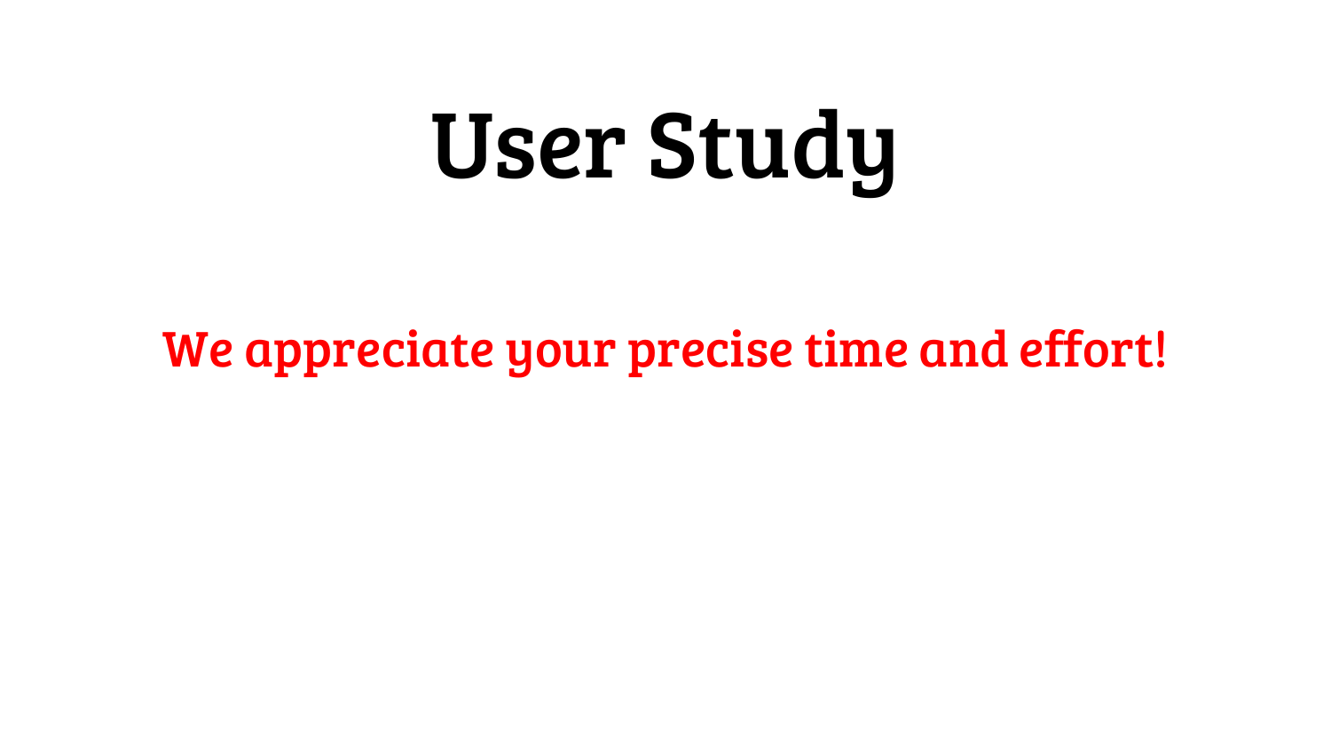# User Study

We appreciate your precise time and effort!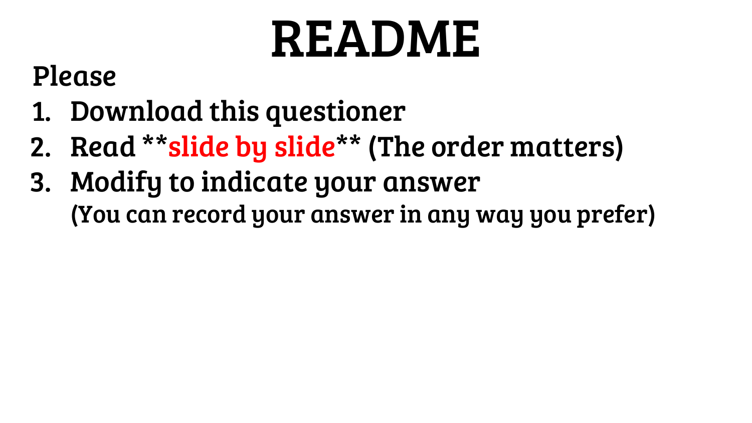# README

Please

1. Download this questioner
2. Read **slide by slide** (The order matters)
3. Modify to indicate your answer
   (You can record your answer in any way you prefer)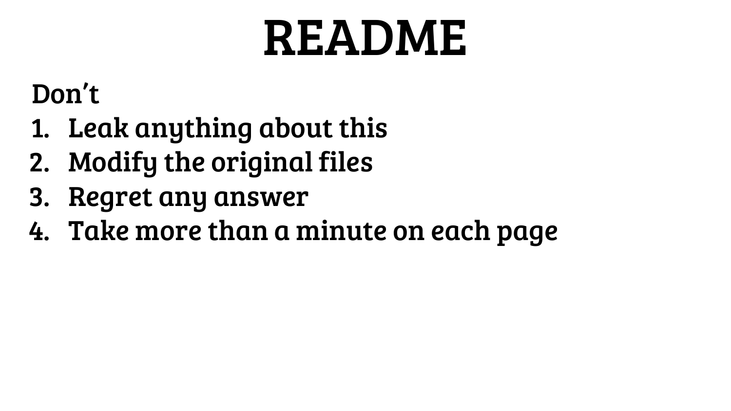# README

Don't

1. Leak anything about this
2. Modify the original files
3. Regret any answer
4. Take more than a minute on each page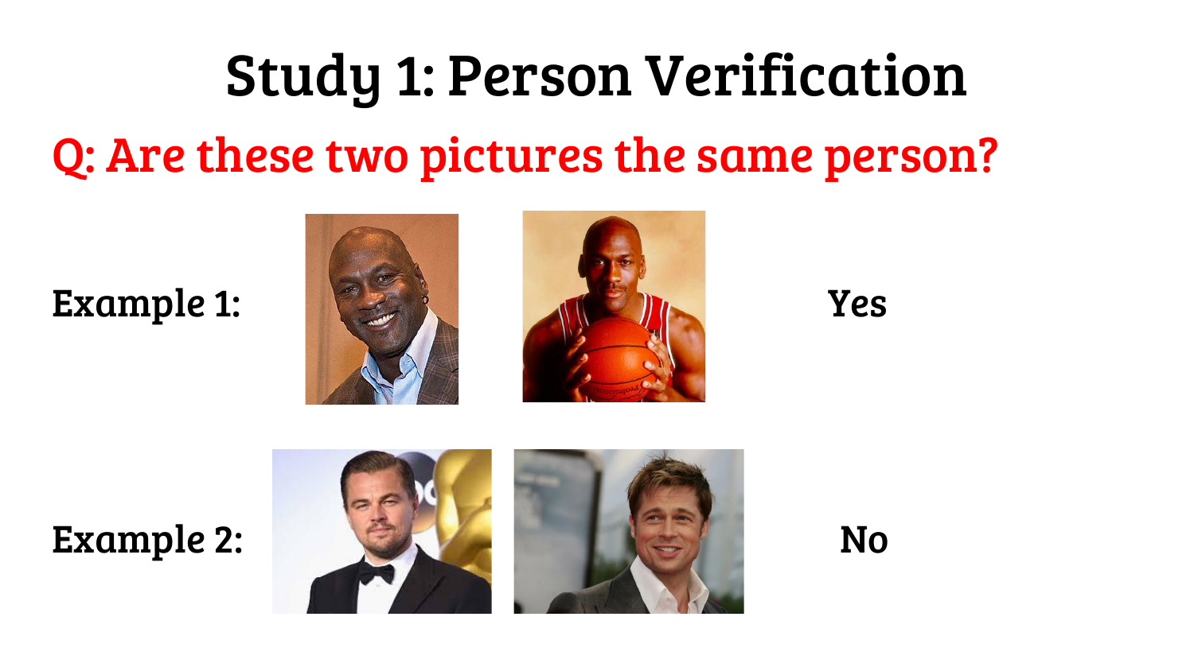# Study 1: Person Verification

**Q: Are these two pictures the same person?**

Example 1: Yes

Example 2: No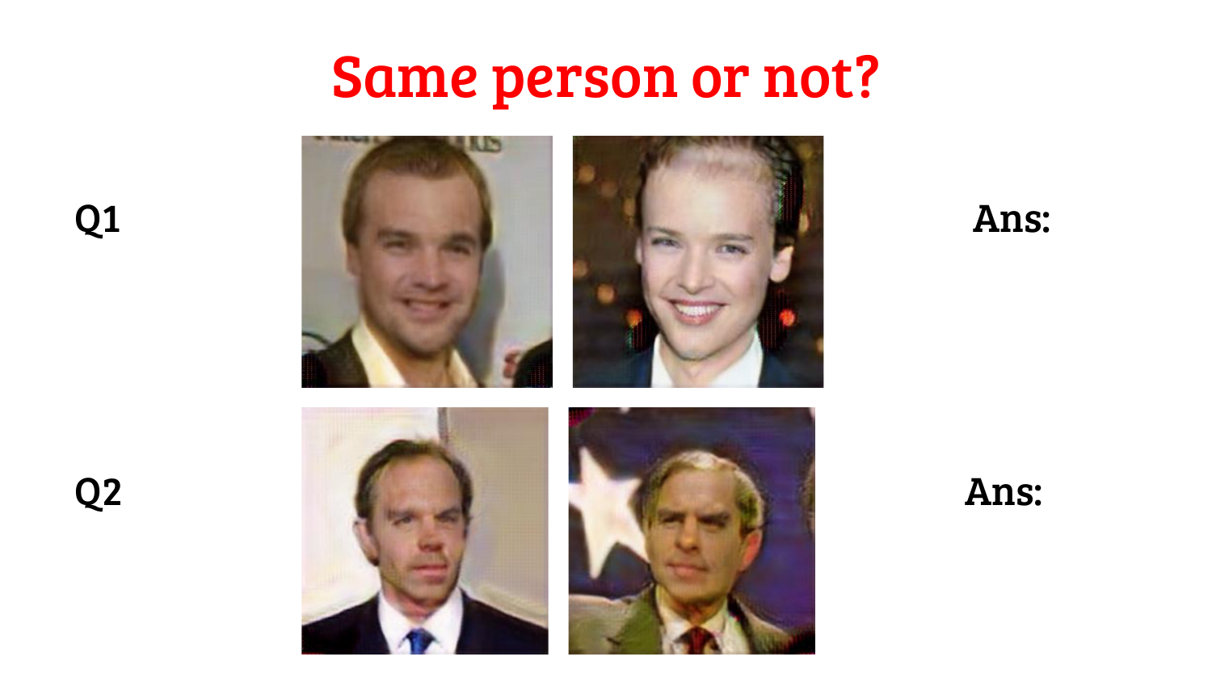# Same person or not?

Q1 Ans:

Q2 Ans: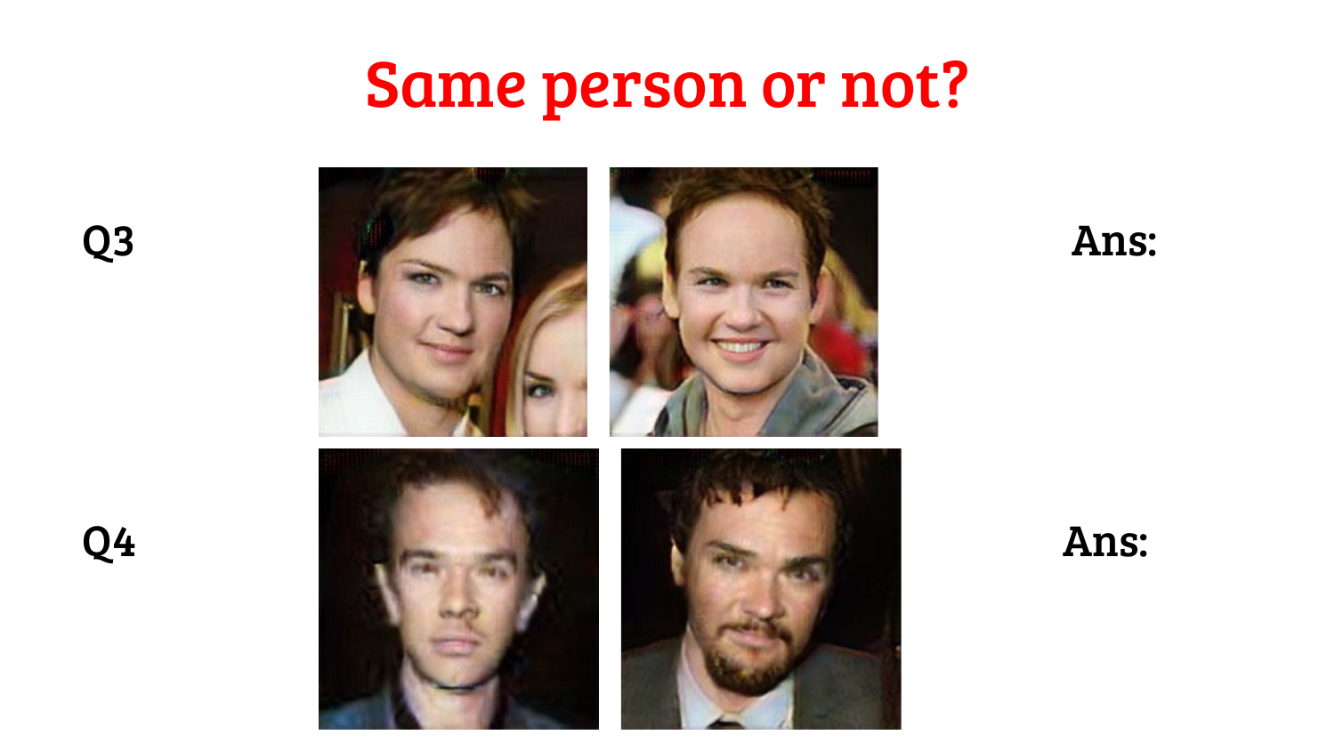# Same person or not?

Q3

Ans:

Q4

Ans: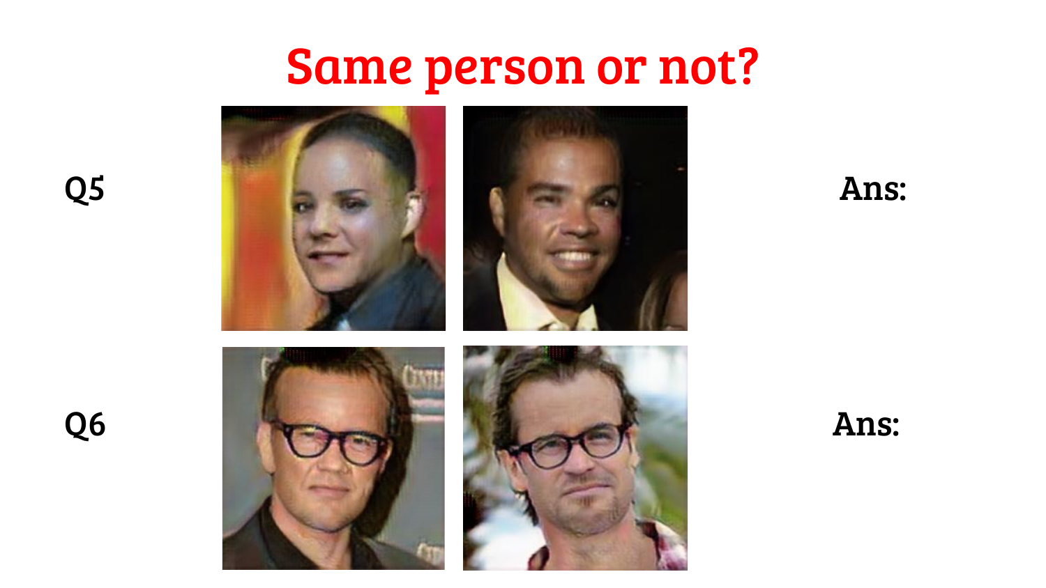# Same person or not?

Q5

Ans:

Q6

Ans: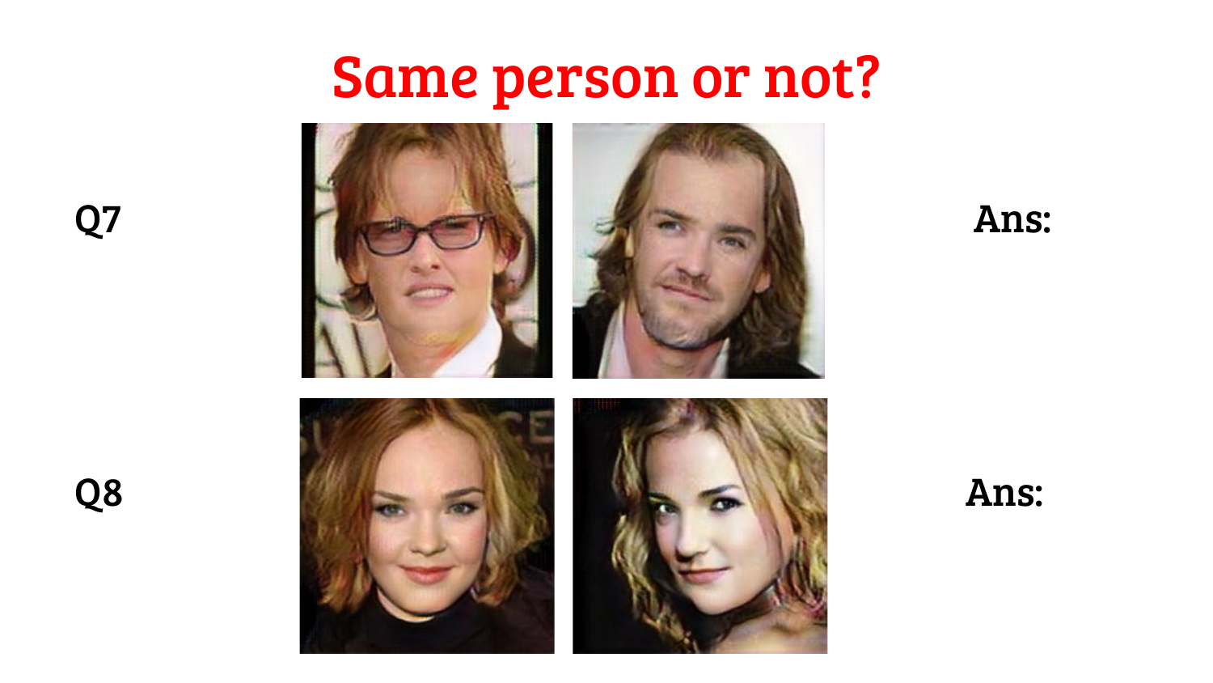# Same person or not?

Q7

Ans:

Q8

Ans: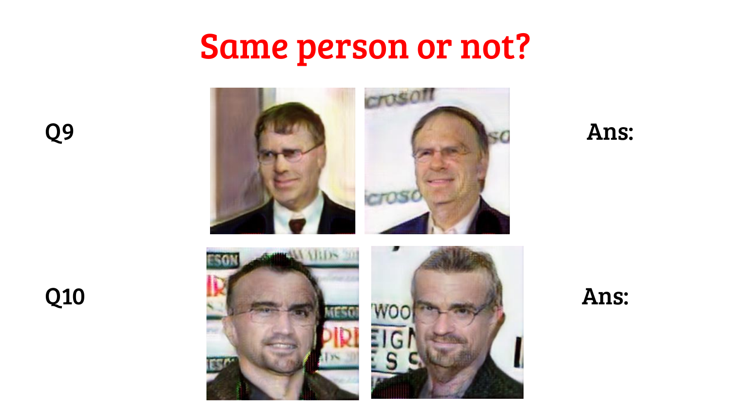# Same person or not?

Q9

Ans:

Q10

Ans: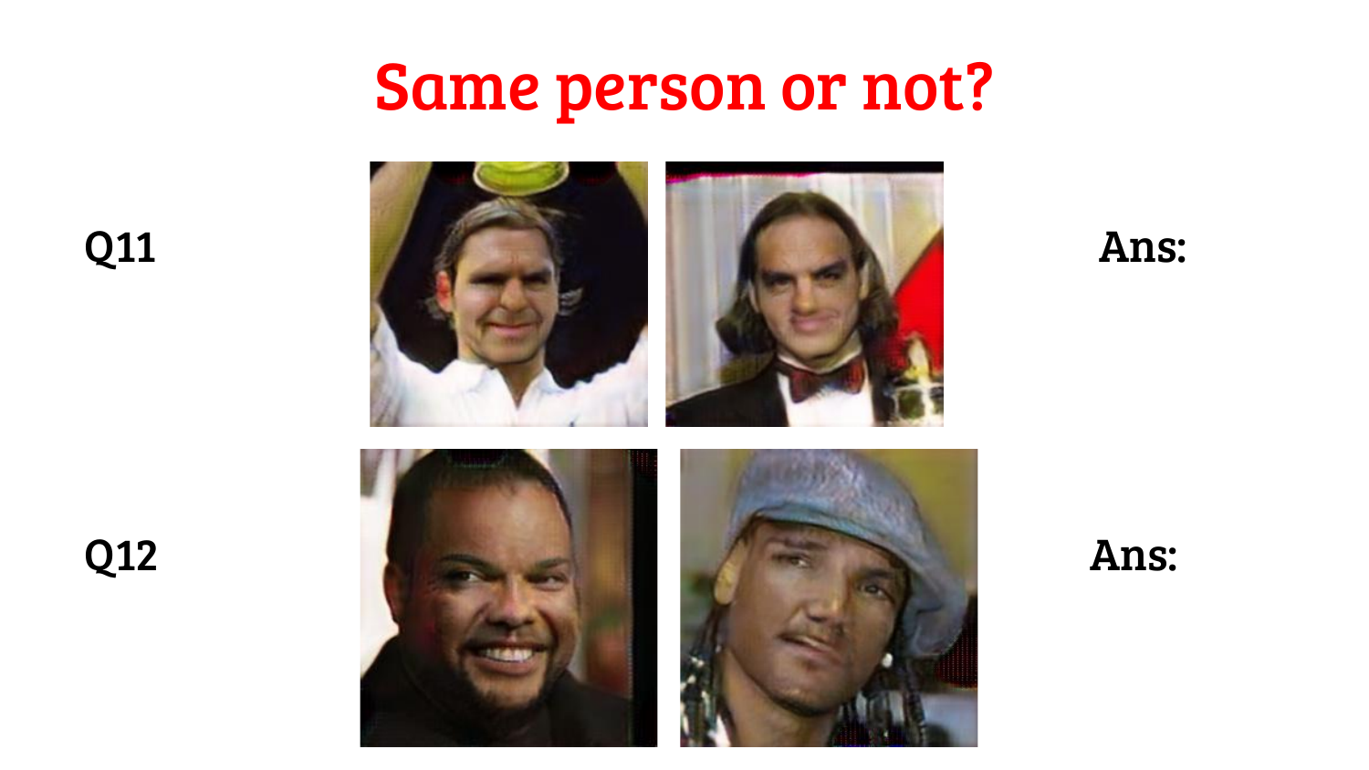# Same person or not?

Q11

Ans:

Q12

Ans: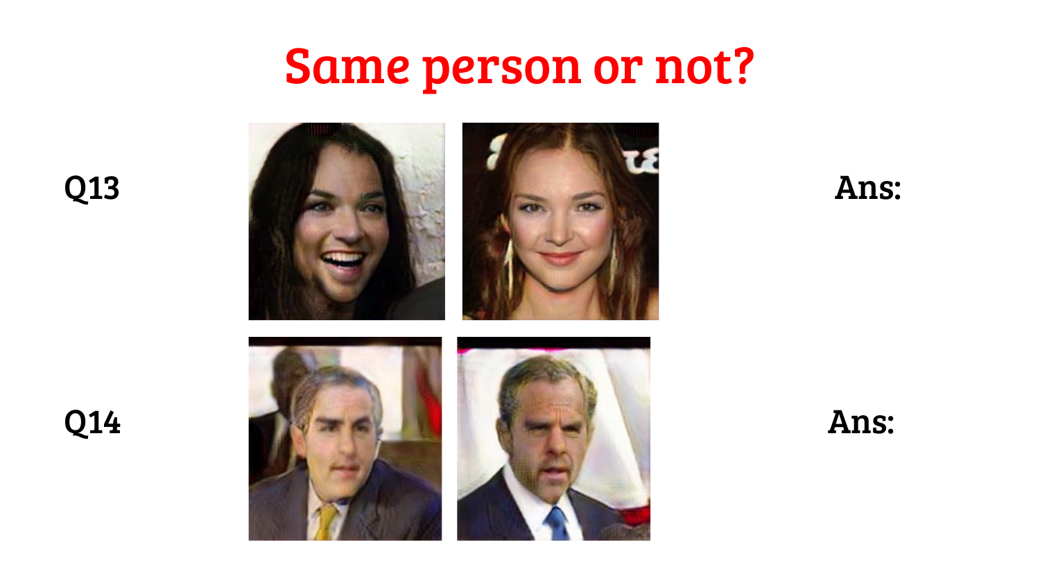# Same person or not?

Q13 Ans:

Q14 Ans: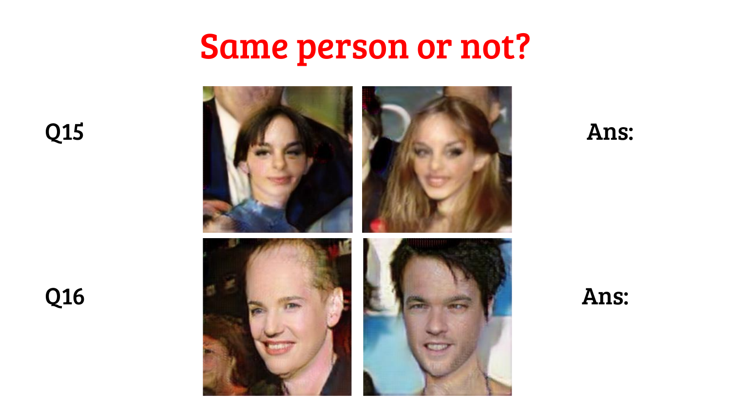# Same person or not?

Q15

Ans:

Q16

Ans: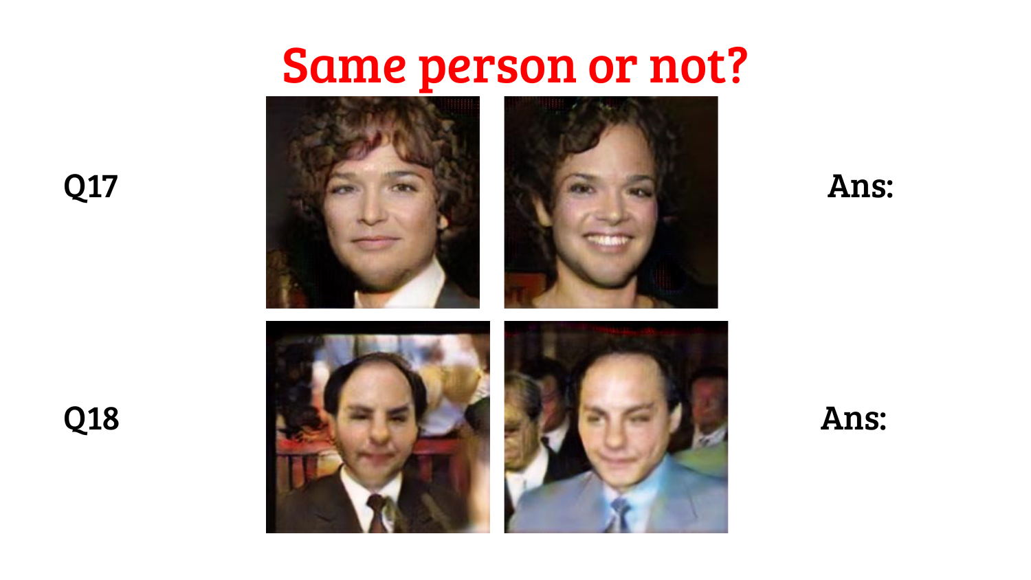# Same person or not?

Q17

Ans:

Q18

Ans: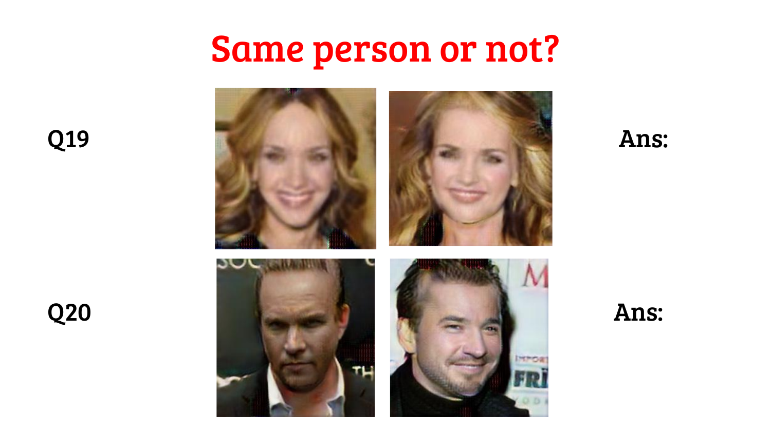# Same person or not?

Q19

Ans:

Q20

Ans: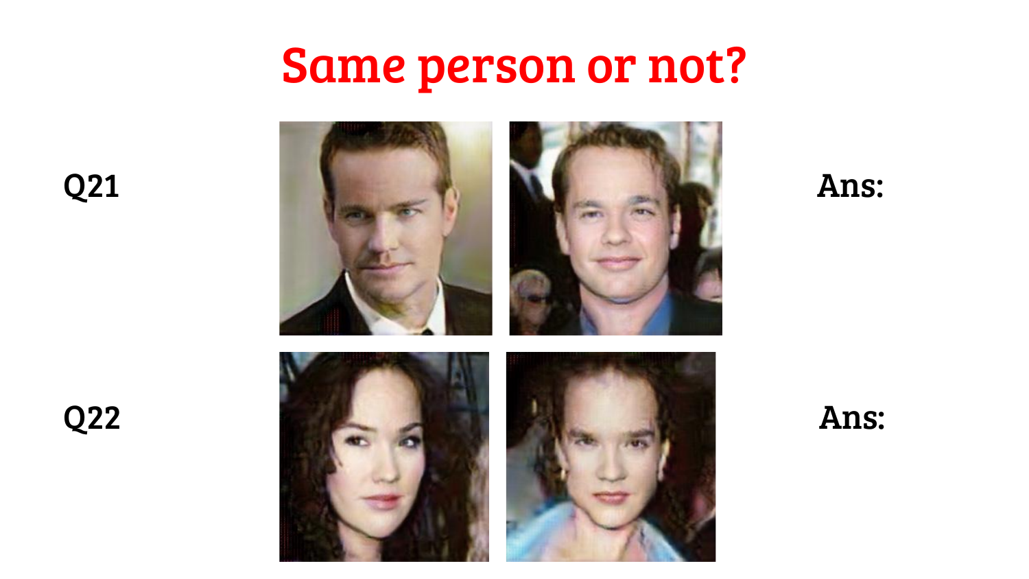# Same person or not?

Q21

Ans:

Q22

Ans: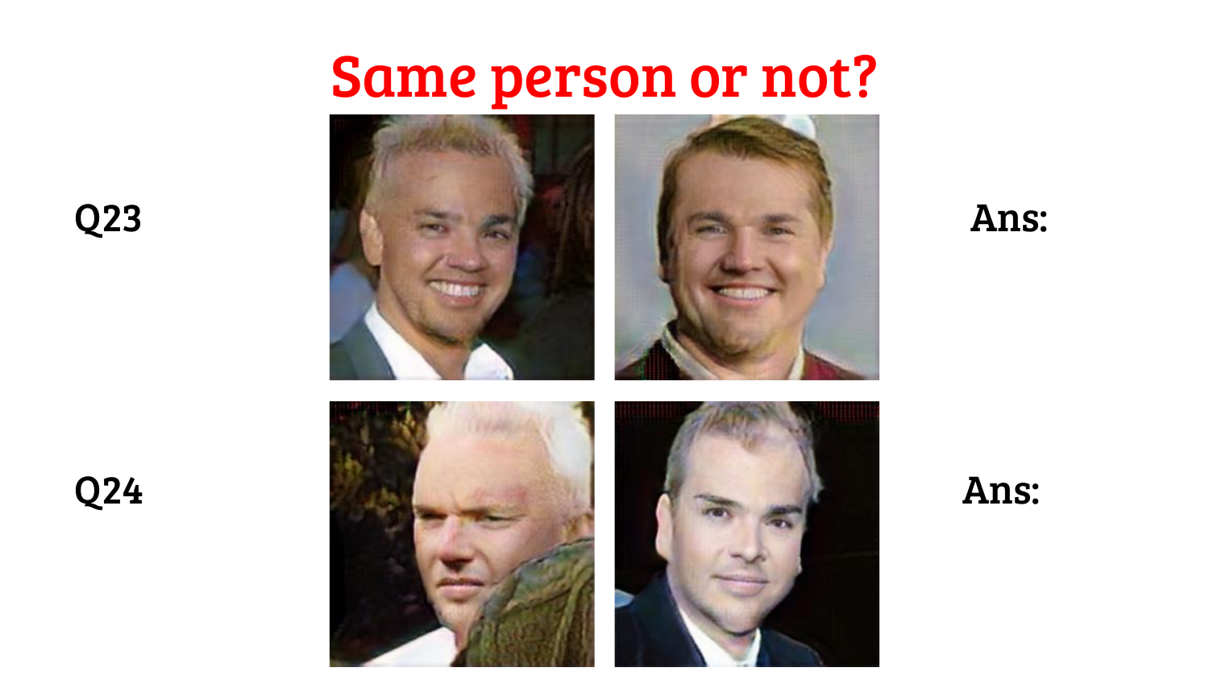# Same person or not?

Q23

Ans:

Q24

Ans: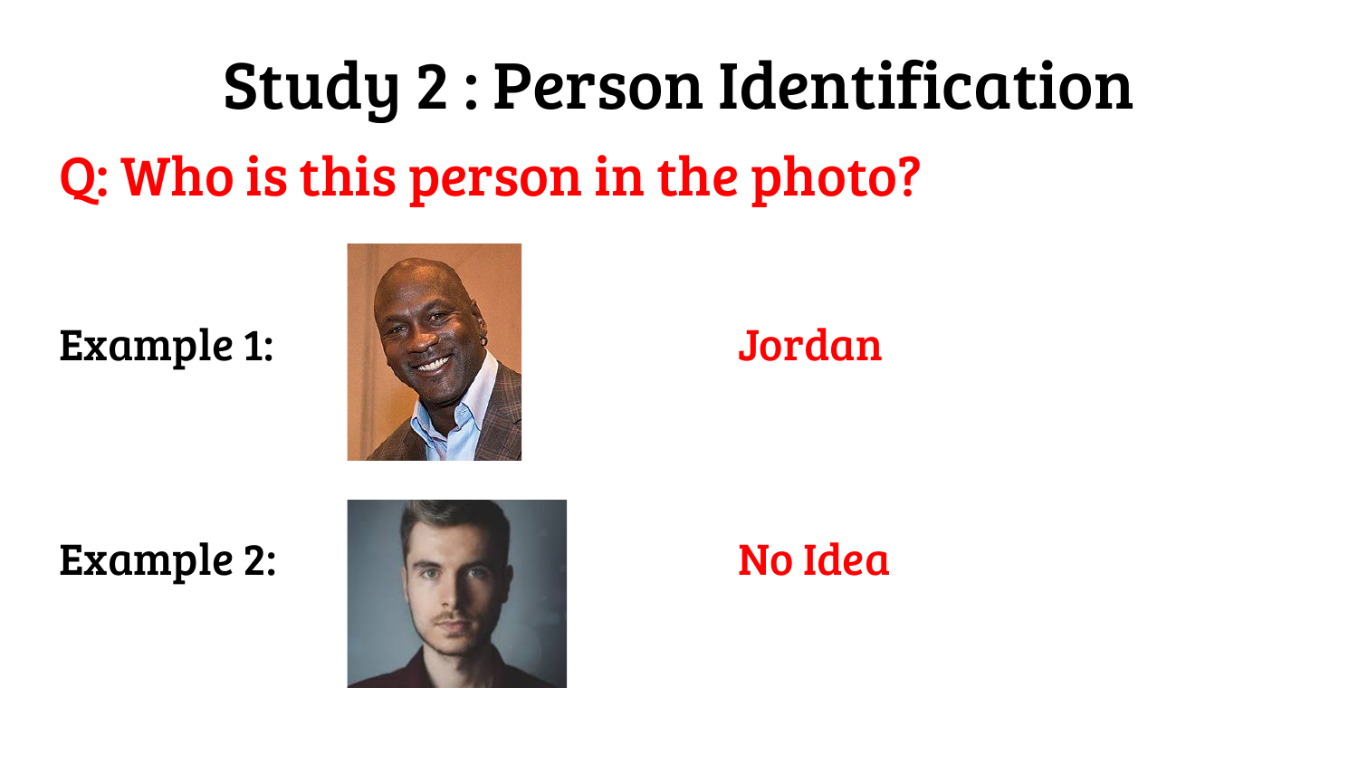# Study 2 : Person Identification

**Q: Who is this person in the photo?**

Example 1: Jordan

Example 2: No Idea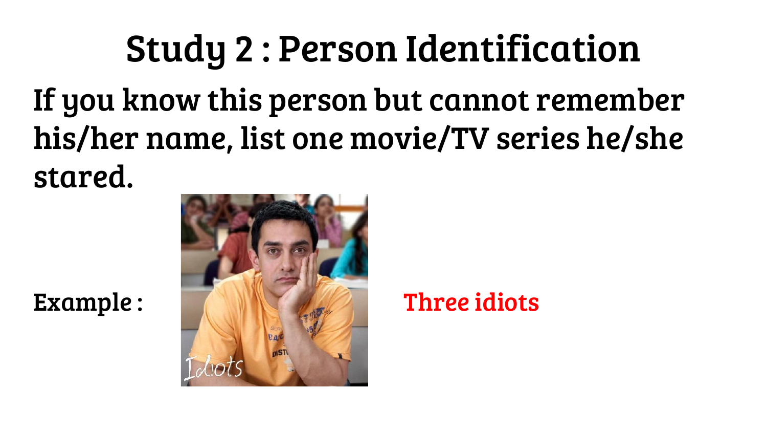# Study 2 : Person Identification

If you know this person but cannot remember his/her name, list one movie/TV series he/she stared.

Example :

Three idiots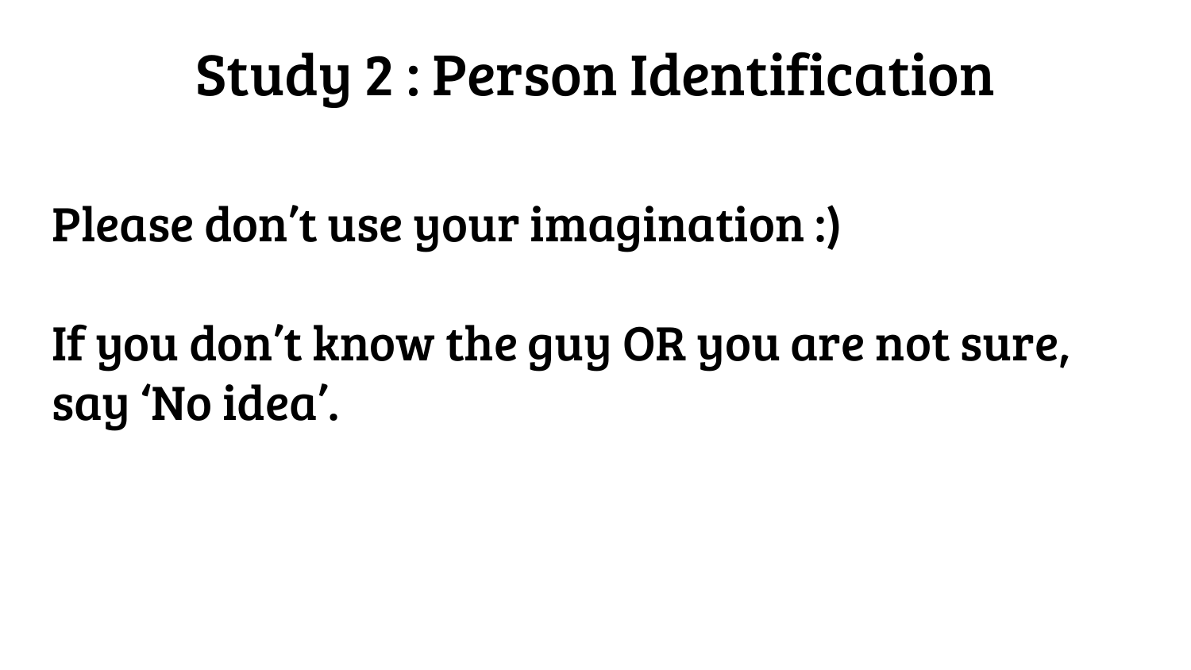# Study 2 : Person Identification

Please don’t use your imagination :)

If you don’t know the guy OR you are not sure, say ‘No idea’.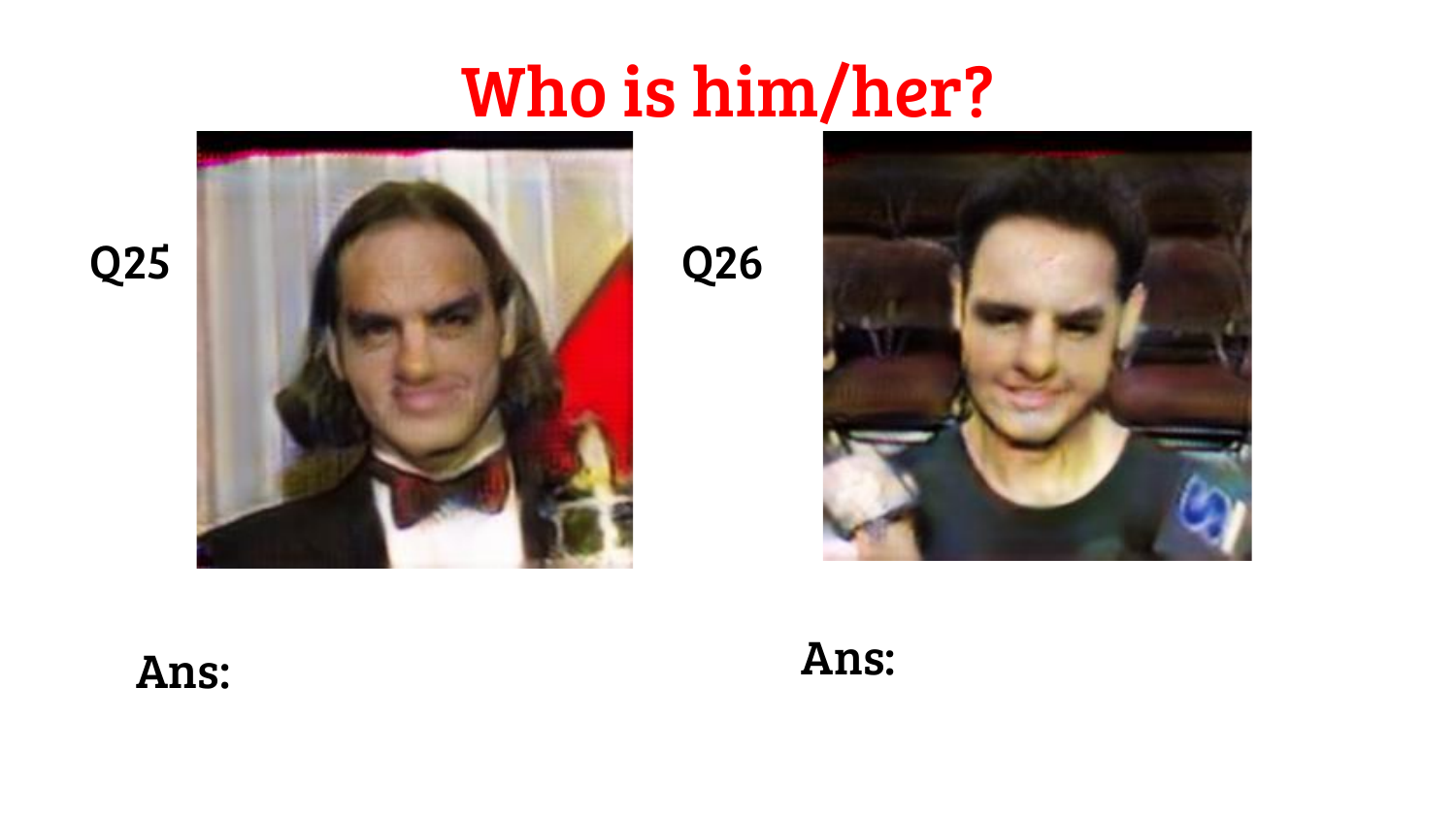# Who is him/her?

Q25

Ans:

Q26

Ans: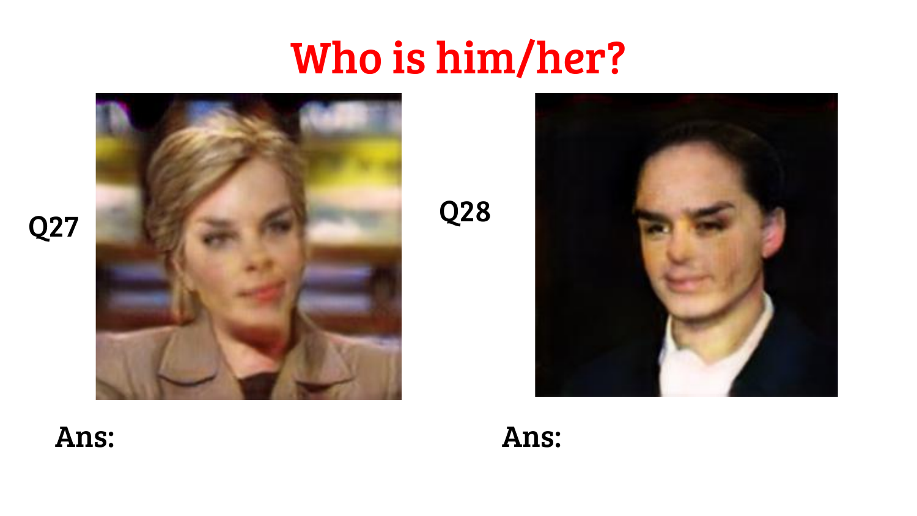# Who is him/her?

Q27

Ans:

Q28

Ans: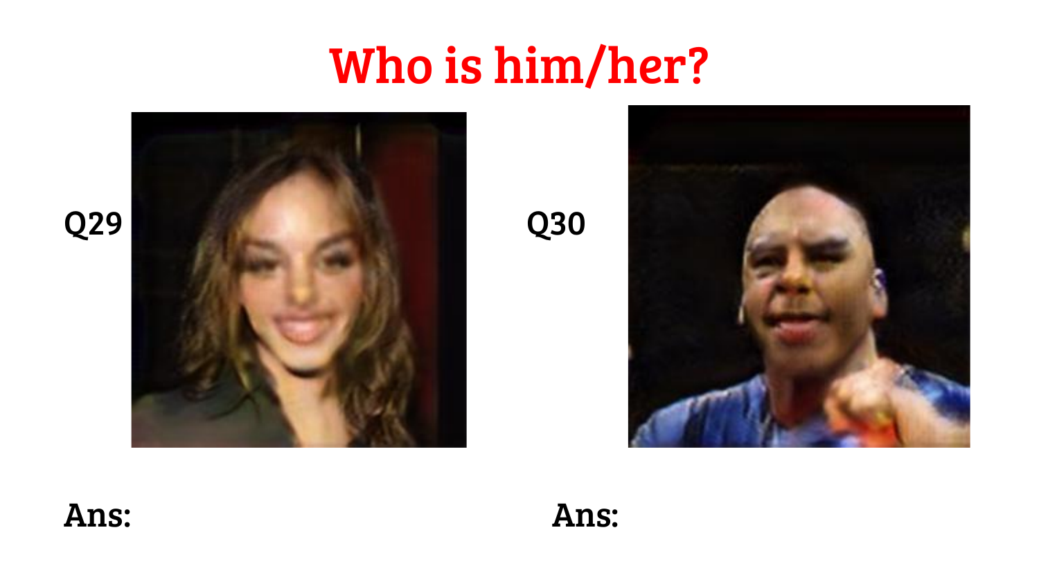# Who is him/her?

Q29

Ans:

Q30

Ans: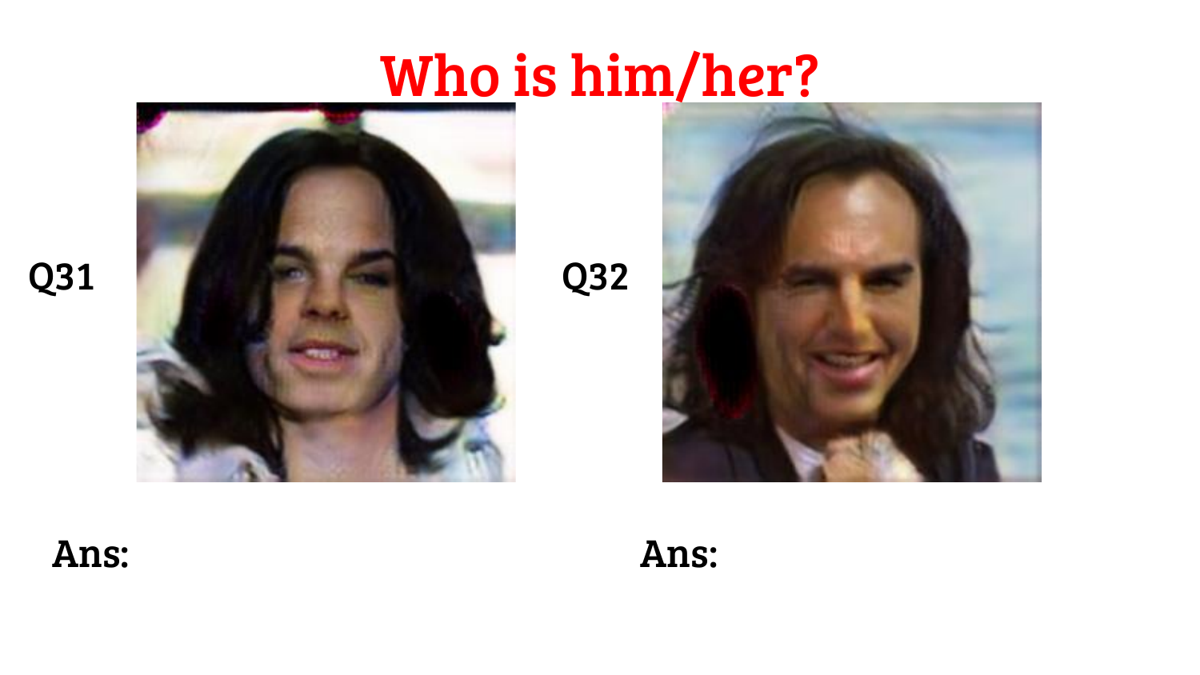# Who is him/her?

Q31

Ans:

Q32

Ans: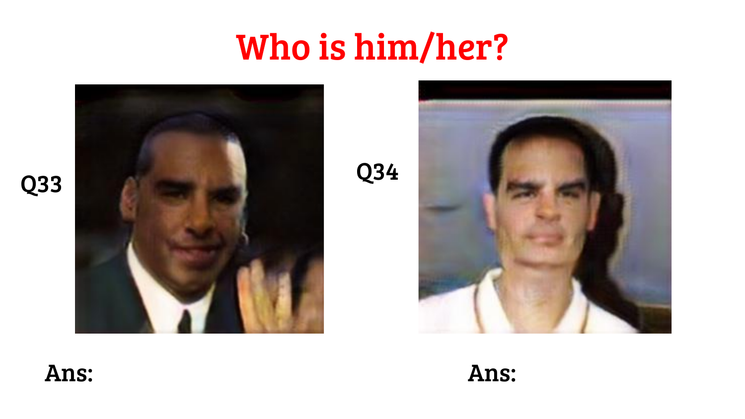# Who is him/her?

Q33

Ans:

Q34

Ans: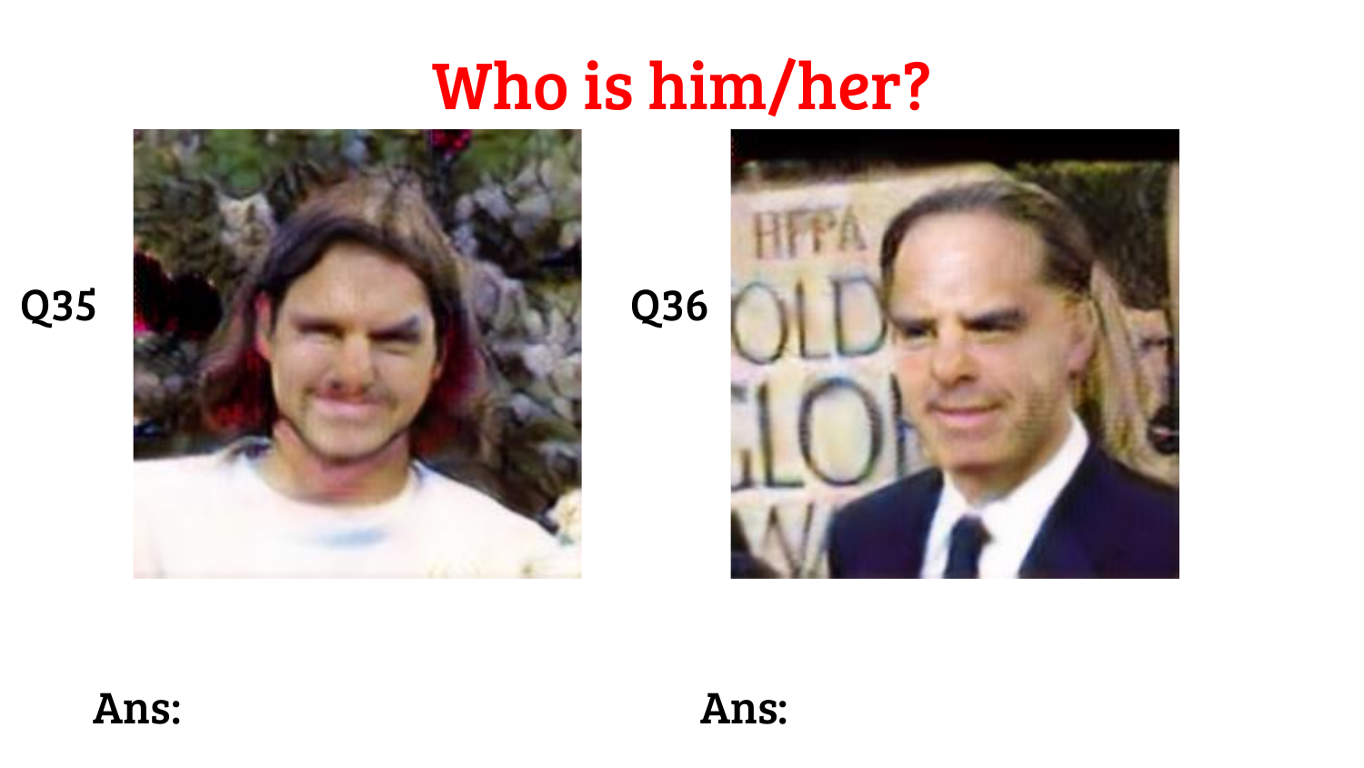# Who is him/her?

Q35

Q36

Ans:

Ans: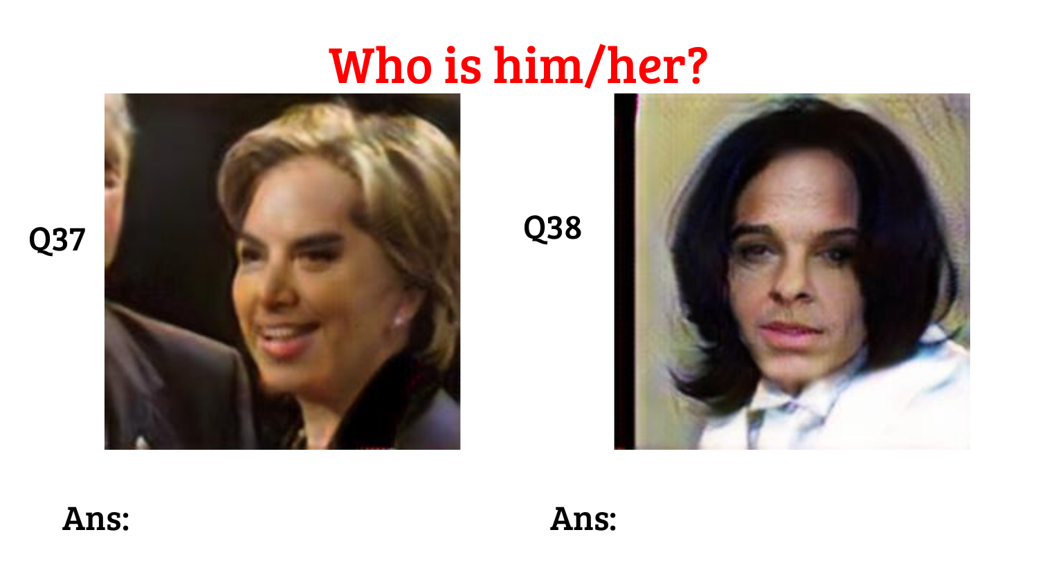# Who is him/her?

Q37

Ans:

Q38

Ans: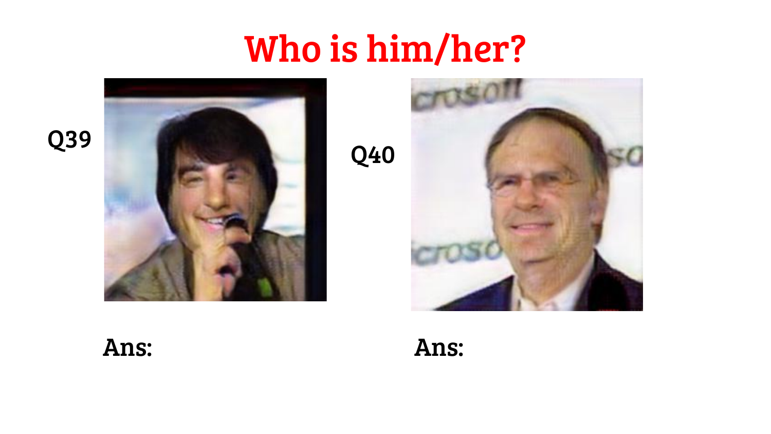# Who is him/her?

Q39

Ans:

Q40

Ans: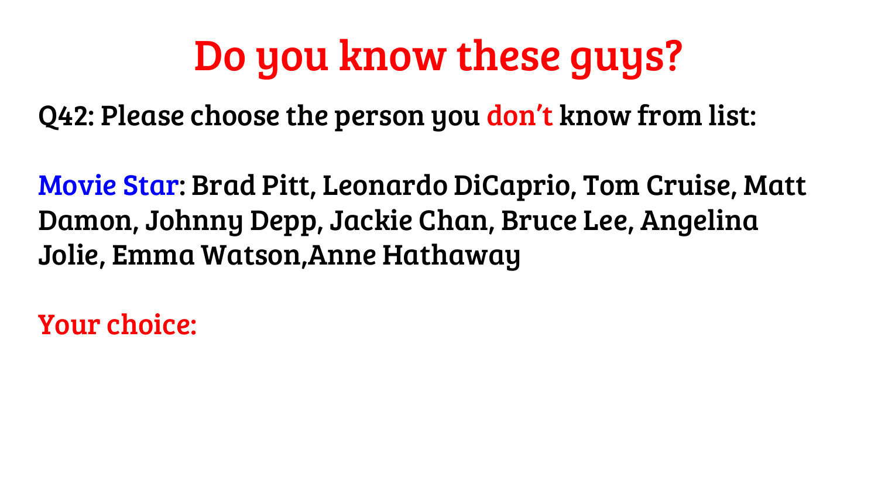# Do you know these guys?

Q42: Please choose the person you don’t know from list:

Movie Star: Brad Pitt, Leonardo DiCaprio, Tom Cruise, Matt Damon, Johnny Depp, Jackie Chan, Bruce Lee, Angelina Jolie, Emma Watson,Anne Hathaway

Your choice: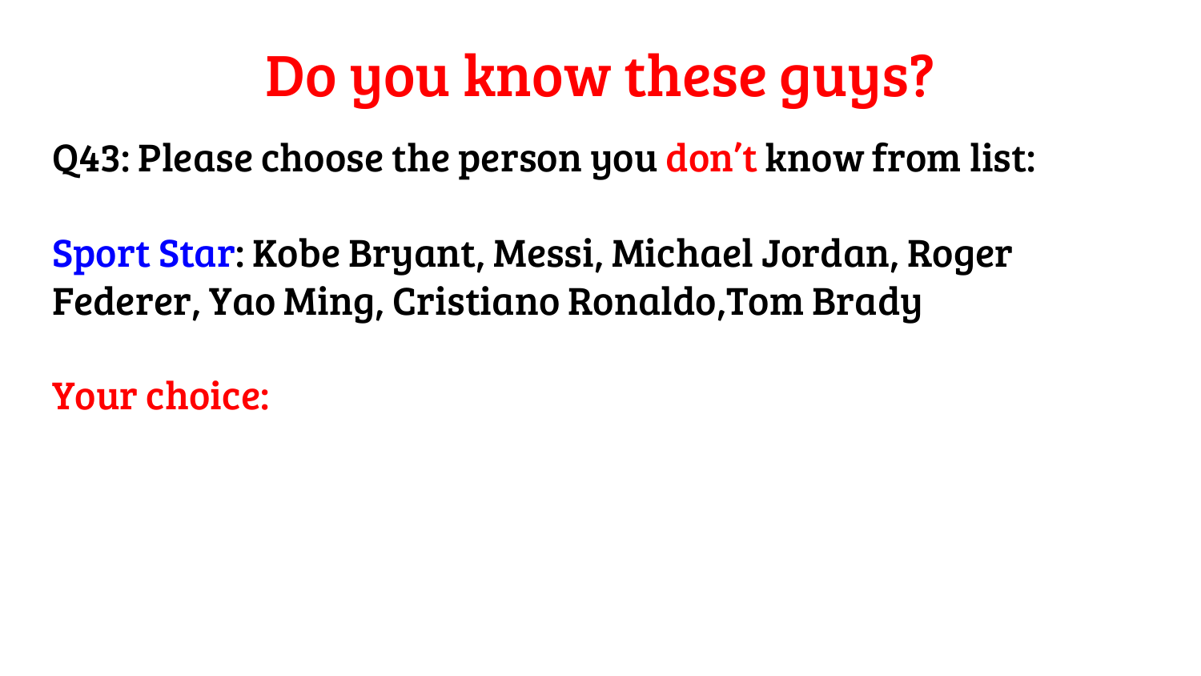# Do you know these guys?

Q43: Please choose the person you don't know from list:

Sport Star: Kobe Bryant, Messi, Michael Jordan, Roger Federer, Yao Ming, Cristiano Ronaldo,Tom Brady

Your choice: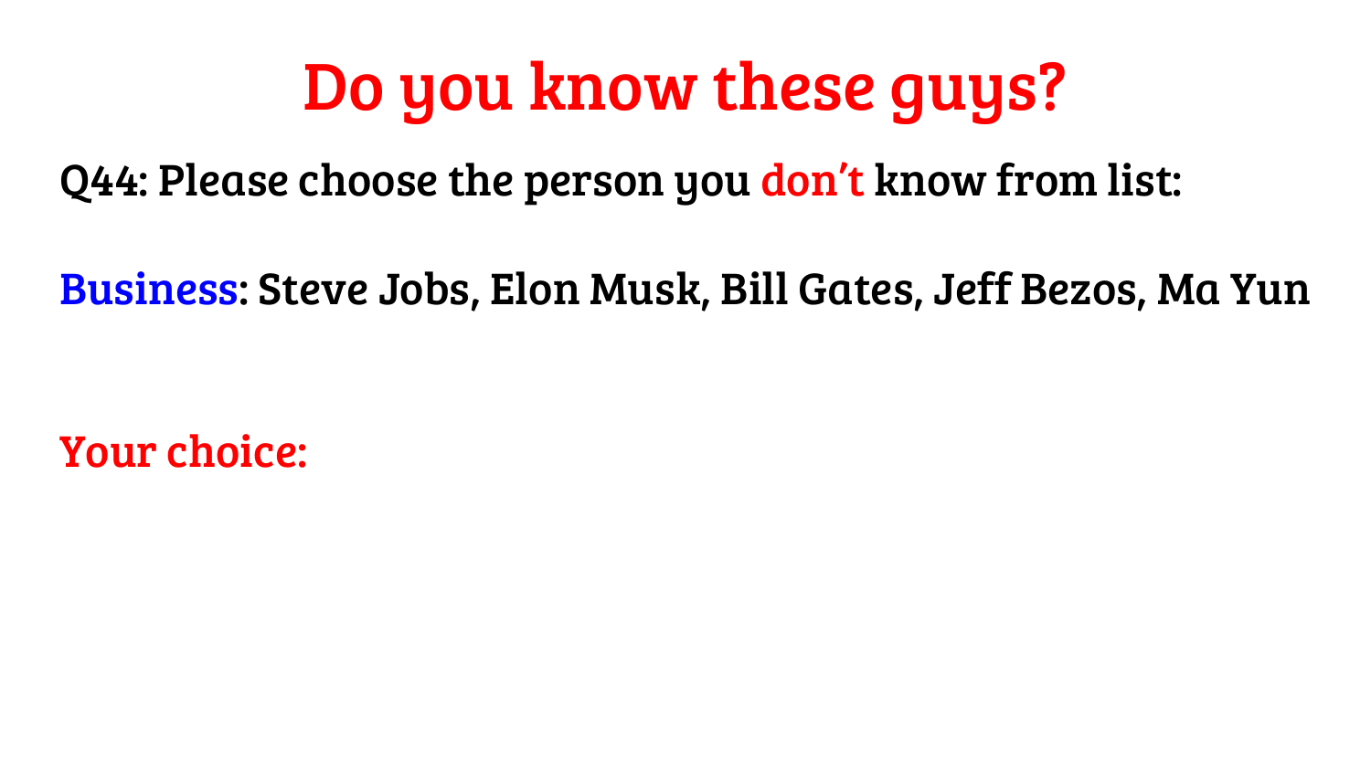# Do you know these guys?

Q44: Please choose the person you don't know from list:

Business: Steve Jobs, Elon Musk, Bill Gates, Jeff Bezos, Ma Yun

Your choice: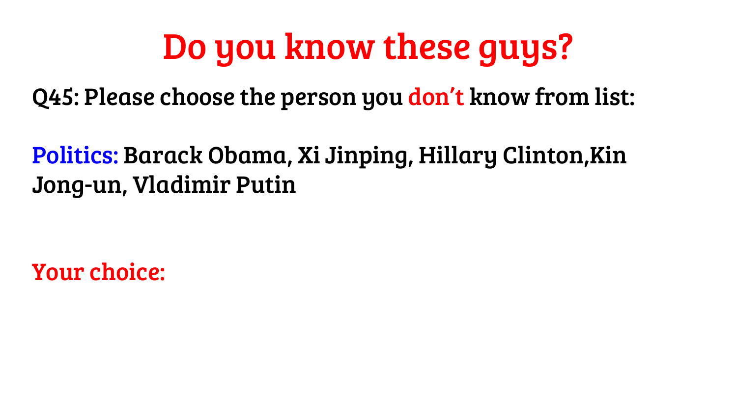# Do you know these guys?

Q45: Please choose the person you don't know from list:

Politics: Barack Obama, Xi Jinping, Hillary Clinton,Kin Jong-un, Vladimir Putin

Your choice: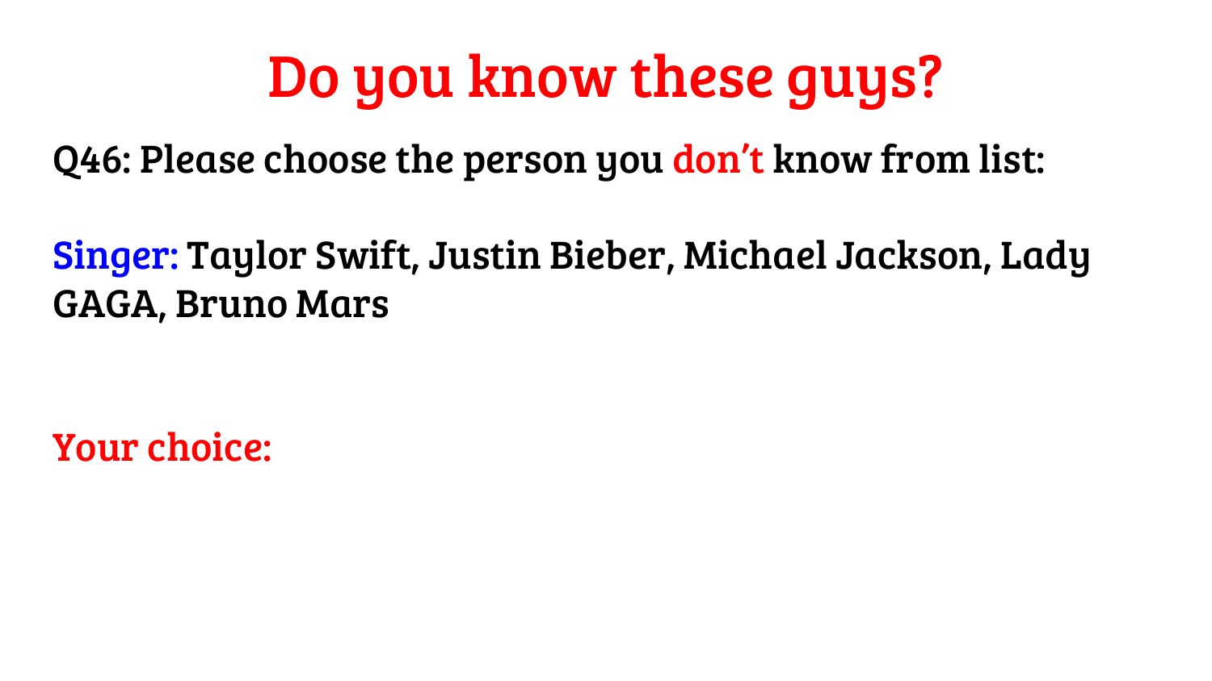# Do you know these guys?

Q46: Please choose the person you don't know from list:

Singer: Taylor Swift, Justin Bieber, Michael Jackson, Lady GAGA, Bruno Mars

Your choice: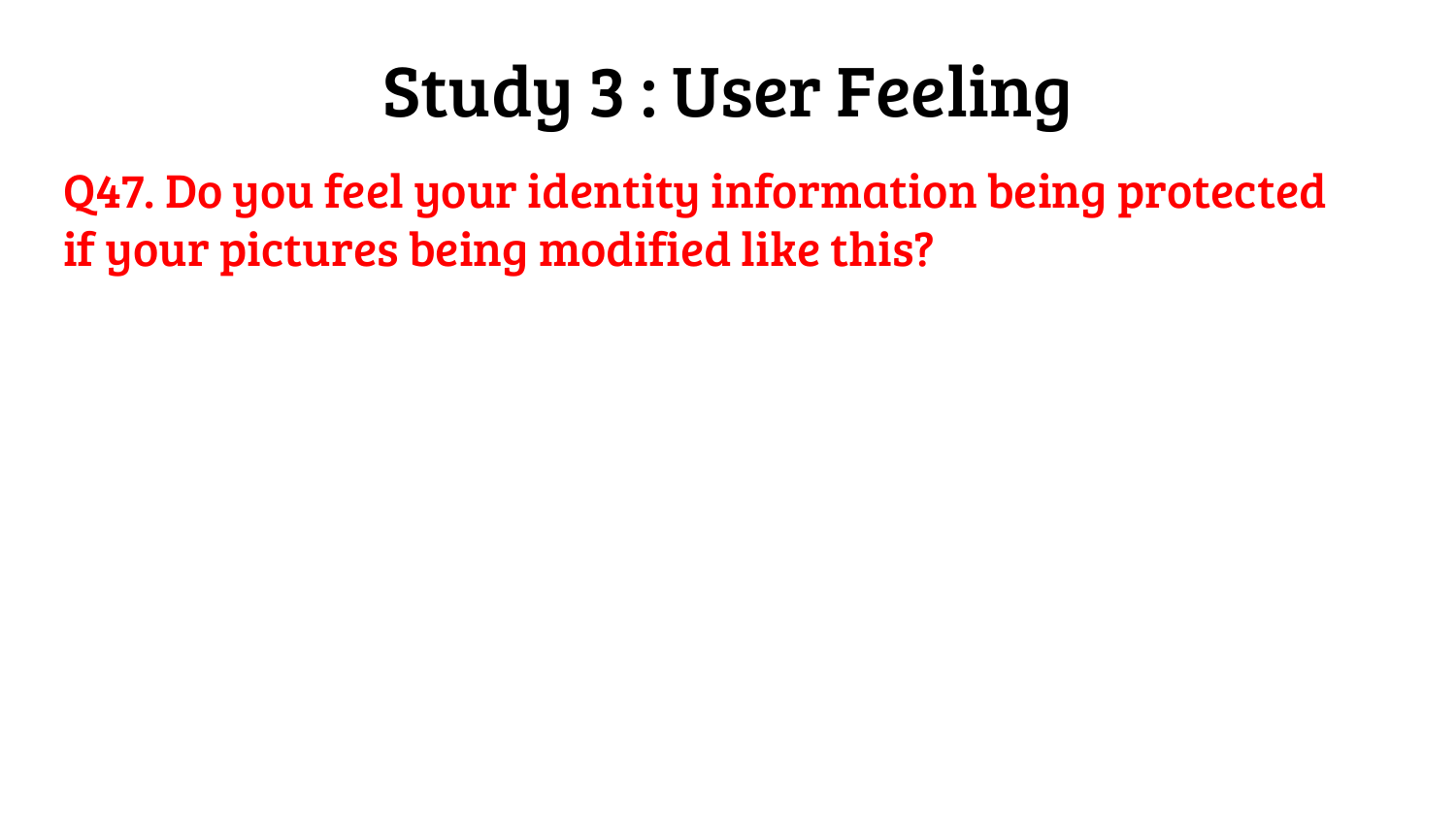# Study 3 : User Feeling

Q47. Do you feel your identity information being protected if your pictures being modified like this?